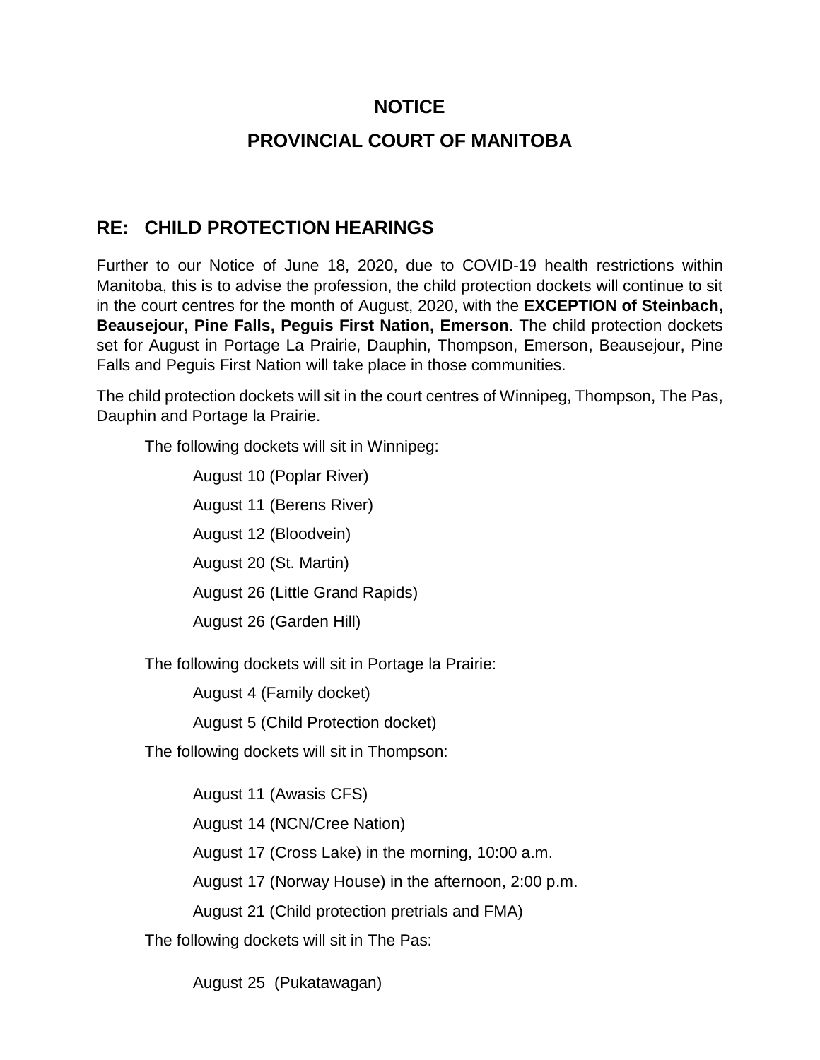# NOTICE

# PROVINCIAL COURT OF MANITOBA

## RE: CHILD PROTECTION HEARINGS

Further to our Notice of June 18, 2020, due to COVID-19 health restrictions within Manitoba, this is to advise the profession, the child protection dockets will continue to sit in the court centres for the month of August, 2020, with the **EXCEPTION of Steinbach, Beausejour, Pine Falls, Peguis First Nation, Emerson**. The child protection dockets set for August in Portage La Prairie, Dauphin, Thompson, Emerson, Beausejour, Pine Falls and Peguis First Nation will take place in those communities.

The child protection dockets will sit in the court centres of Winnipeg, Thompson, The Pas, Dauphin and Portage la Prairie.

The following dockets will sit in Winnipeg:

- August 10 (Poplar River)
- August 11 (Berens River)
- August 12 (Bloodvein)
- August 20 (St. Martin)
- August 26 (Little Grand Rapids)
- August 26 (Garden Hill)

The following dockets will sit in Portage la Prairie:

- August 4 (Family docket)
- August 5 (Child Protection docket)

The following dockets will sit in Thompson:

- August 11 (Awasis CFS)
- August 14 (NCN/Cree Nation)
- August 17 (Cross Lake) in the morning, 10:00 a.m.
- August 17 (Norway House) in the afternoon, 2:00 p.m.
- August 21 (Child protection pretrials and FMA)

The following dockets will sit in The Pas:

- August 25 (Pukatawagan)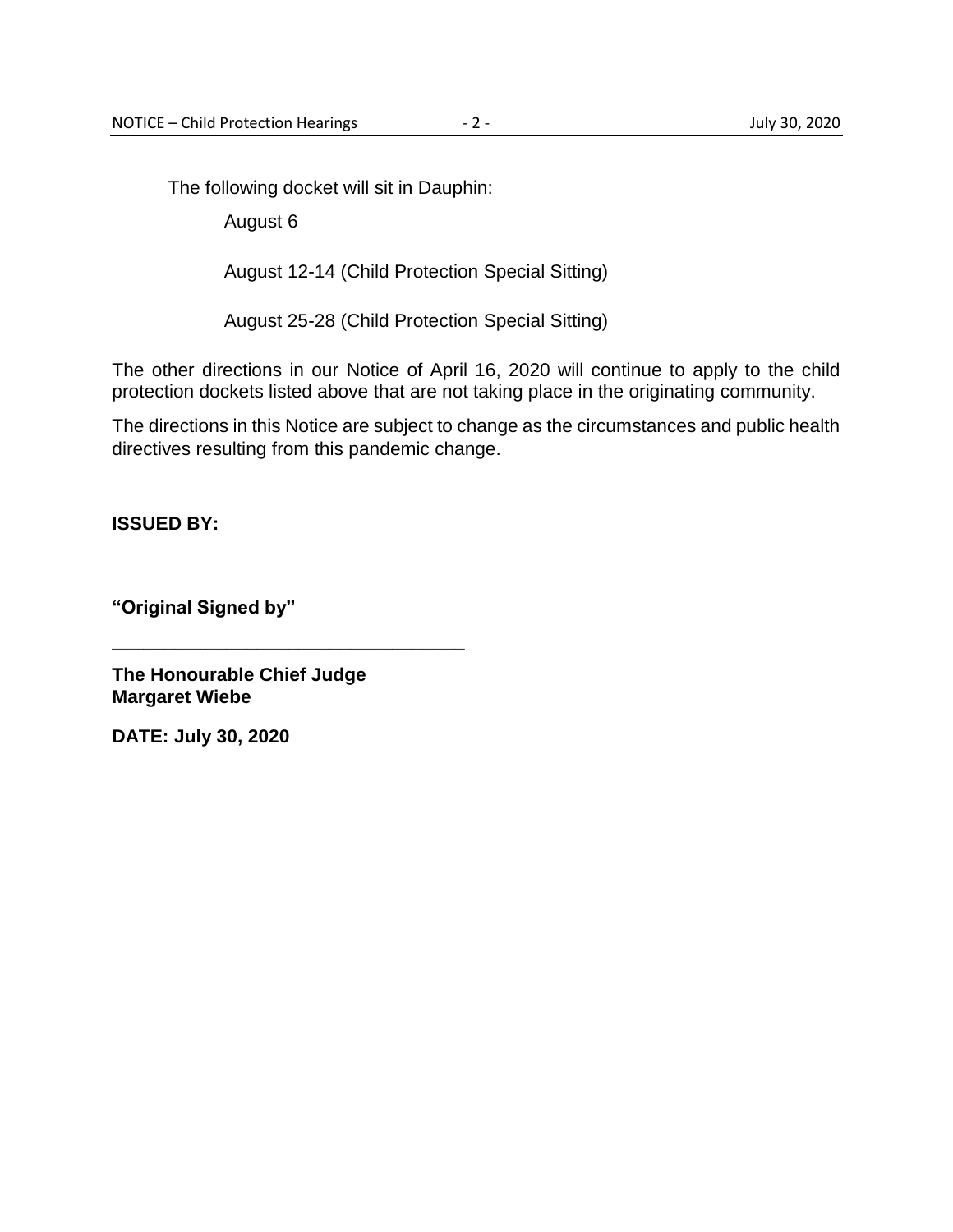The following docket will sit in Dauphin:

August 6

August 12-14 (Child Protection Special Sitting)

August 25-28 (Child Protection Special Sitting)

The other directions in our Notice of April 16, 2020 will continue to apply to the child protection dockets listed above that are not taking place in the originating community.

The directions in this Notice are subject to change as the circumstances and public health directives resulting from this pandemic change.

**ISSUED BY:**

**"Original Signed by"**

___________________________________

**The Honourable Chief Judge**
**Margaret Wiebe**

**DATE: July 30, 2020**